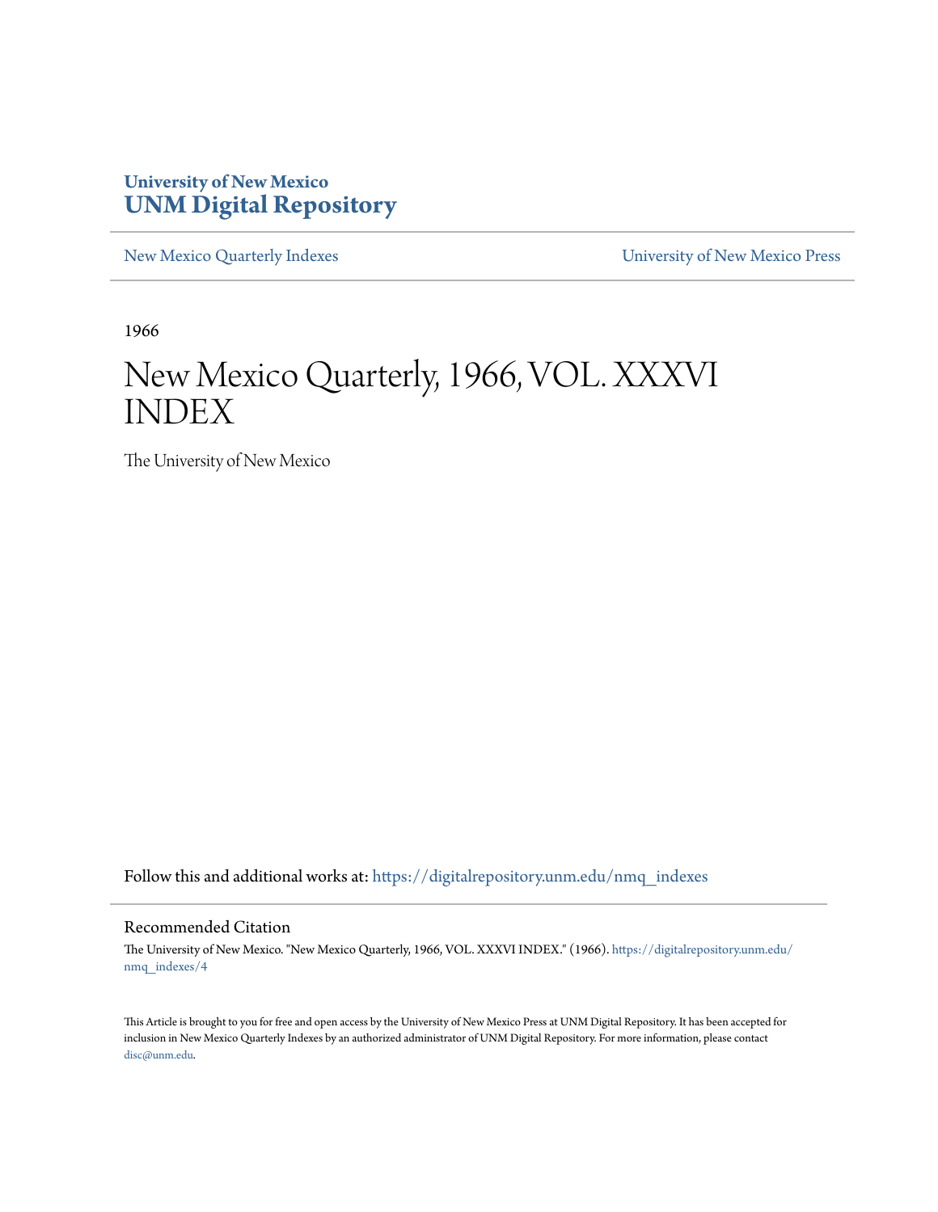University of New Mexico
**UNM Digital Repository**

New Mexico Quarterly Indexes | University of New Mexico Press

1966

# New Mexico Quarterly, 1966, VOL. XXXVI INDEX

The University of New Mexico

Follow this and additional works at: https://digitalrepository.unm.edu/nmq_indexes

## Recommended Citation

The University of New Mexico. "New Mexico Quarterly, 1966, VOL. XXXVI INDEX." (1966). https://digitalrepository.unm.edu/nmq_indexes/4

This Article is brought to you for free and open access by the University of New Mexico Press at UNM Digital Repository. It has been accepted for inclusion in New Mexico Quarterly Indexes by an authorized administrator of UNM Digital Repository. For more information, please contact disc@unm.edu.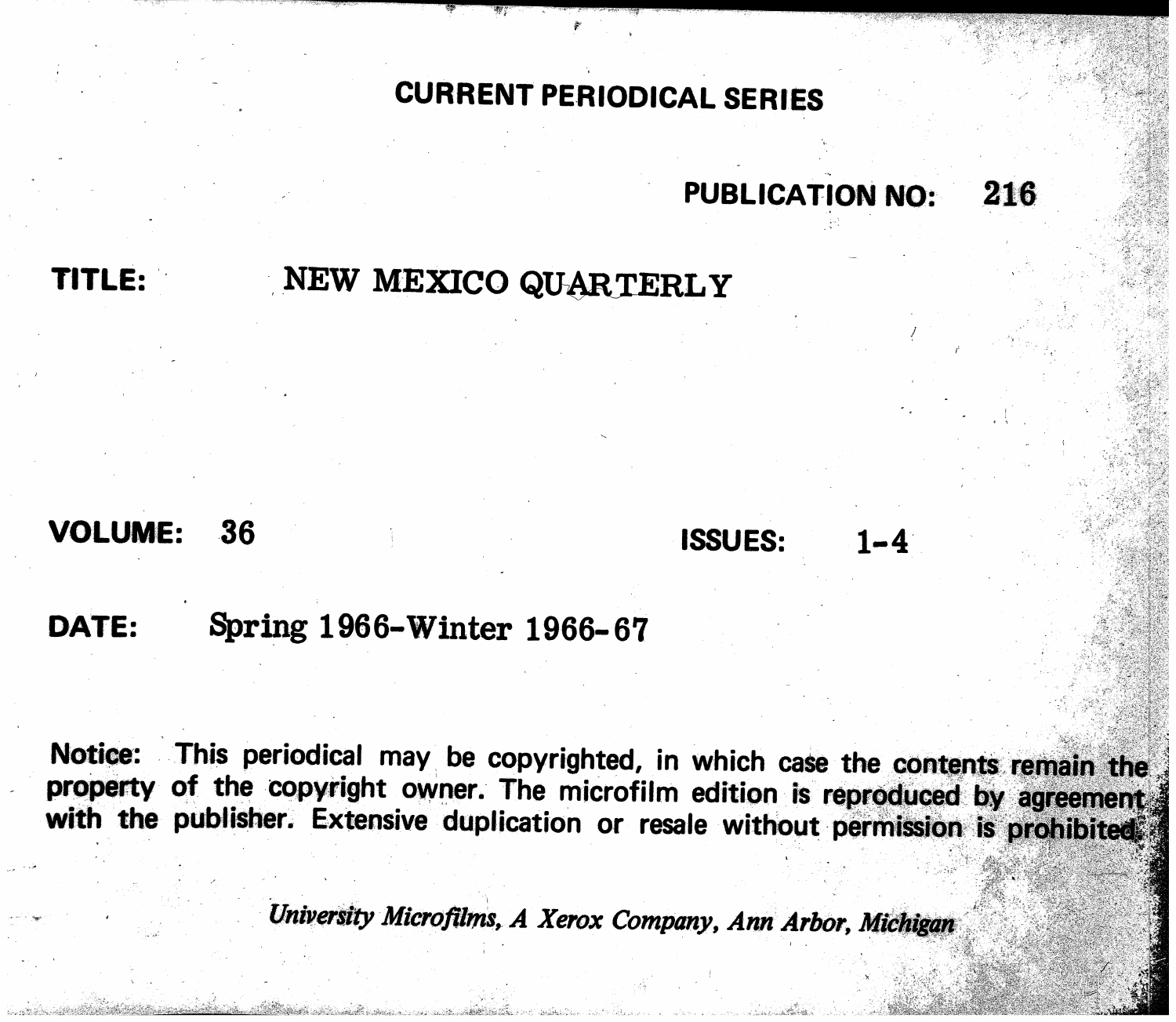# CURRENT PERIODICAL SERIES

**PUBLICATION NO:** 216

**TITLE:** NEW MEXICO QUARTERLY

**VOLUME:** 36 **ISSUES:** 1-4

**DATE:** Spring 1966-Winter 1966-67

**Notice:** This periodical may be copyrighted, in which case the contents remain the property of the copyright owner. The microfilm edition is reproduced by agreement with the publisher. Extensive duplication or resale without permission is prohibited.

*University Microfilms, A Xerox Company, Ann Arbor, Michigan*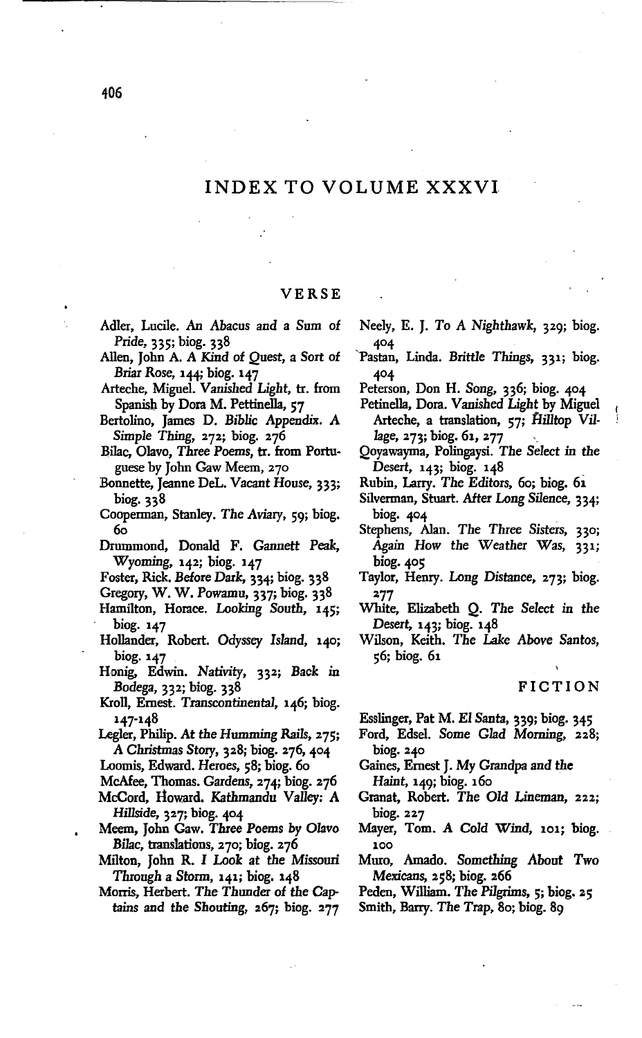# INDEX TO VOLUME XXXVI

## VERSE

Adler, Lucile. *An Abacus and a Sum of Pride*, 335; biog. 338

Allen, John A. *A Kind of Quest, a Sort of Briar Rose*, 144; biog. 147

Arteche, Miguel. *Vanished Light*, tr. from Spanish by Dora M. Pettinella, 57

Bertolino, James D. *Biblic Appendix. A Simple Thing*, 272; biog. 276

Bilac, Olavo, *Three Poems*, tr. from Portuguese by John Gaw Meem, 270

Bonnette, Jeanne DeL. *Vacant House*, 333; biog. 338

Cooperman, Stanley. *The Aviary*, 59; biog. 60

Drummond, Donald F. *Gannett Peak, Wyoming*, 142; biog. 147

Foster, Rick. *Before Dark*, 334; biog. 338

Gregory, W. W. *Powamu*, 337; biog. 338

Hamilton, Horace. *Looking South*, 145; biog. 147

Hollander, Robert. *Odyssey Island*, 140; biog. 147

Honig, Edwin. *Nativity*, 332; *Back in Bodega*, 332; biog. 338

Kroll, Ernest. *Transcontinental*, 146; biog. 147-148

Legler, Philip. *At the Humming Rails*, 275; *A Christmas Story*, 328; biog. 276, 404

Loomis, Edward. *Heroes*, 58; biog. 60

McAfee, Thomas. *Gardens*, 274; biog. 276

McCord, Howard. *Kathmandu Valley: A Hillside*, 327; biog. 404

Meem, John Gaw. *Three Poems by Olavo Bilac*, translations, 270; biog. 276

Milton, John R. *I Look at the Missouri Through a Storm*, 141; biog. 148

Morris, Herbert. *The Thunder of the Captains and the Shouting*, 267; biog. 277

Neely, E. J. *To A Nighthawk*, 329; biog. 404

Pastan, Linda. *Brittle Things*, 331; biog. 404

Peterson, Don H. *Song*, 336; biog. 404

Petinella, Dora. *Vanished Light* by Miguel Arteche, a translation, 57; *Hilltop Village*, 273; biog. 61, 277

Qoyawayma, Polingaysi. *The Select in the Desert*, 143; biog. 148

Rubin, Larry. *The Editors*, 60; biog. 61

Silverman, Stuart. *After Long Silence*, 334; biog. 404

Stephens, Alan. *The Three Sisters*, 330; *Again How the Weather Was*, 331; biog. 405

Taylor, Henry. *Long Distance*, 273; biog. 277

White, Elizabeth Q. *The Select in the Desert*, 143; biog. 148

Wilson, Keith. *The Lake Above Santos*, 56; biog. 61

## FICTION

Esslinger, Pat M. *El Santa*, 339; biog. 345

Ford, Edsel. *Some Glad Morning*, 228; biog. 240

Gaines, Ernest J. *My Grandpa and the Haint*, 149; biog. 160

Granat, Robert. *The Old Lineman*, 222; biog. 227

Mayer, Tom. *A Cold Wind*, 101; biog. 100

Muro, Amado. *Something About Two Mexicans*, 258; biog. 266

Peden, William. *The Pilgrims*, 5; biog. 25

Smith, Barry. *The Trap*, 80; biog. 89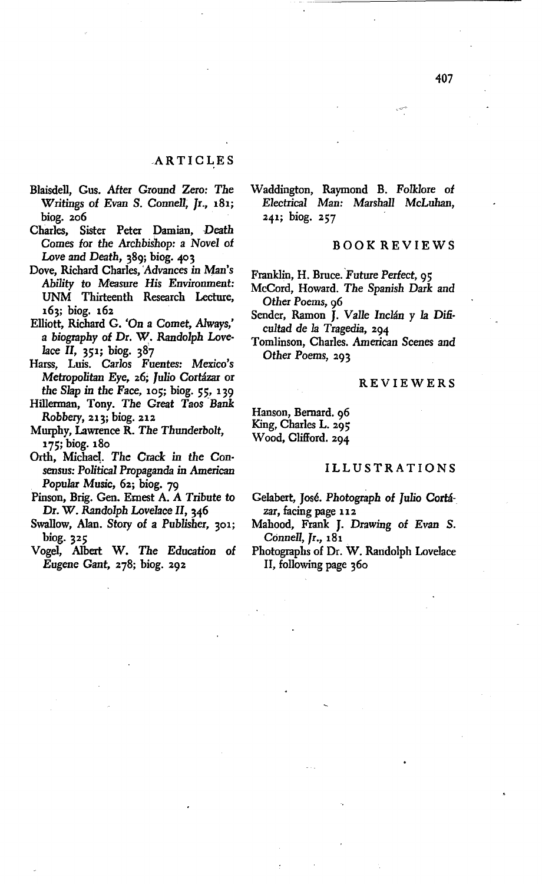## ARTICLES

Blaisdell, Gus. *After Ground Zero: The Writings of Evan S. Connell, Jr.*, 181; biog. 206

Charles, Sister Peter Damian, *Death Comes for the Archbishop: a Novel of Love and Death*, 389; biog. 403

Dove, Richard Charles, *Advances in Man's Ability to Measure His Environment: UNM Thirteenth Research Lecture*, 163; biog. 162

Elliott, Richard G. *'On a Comet, Always,' a biography of Dr. W. Randolph Lovelace II*, 351; biog. 387

Harss, Luis. *Carlos Fuentes: Mexico's Metropolitan Eye*, 26; *Julio Cortázar or the Slap in the Face*, 105; biog. 55, 139

Hillerman, Tony. *The Great Taos Bank Robbery*, 213; biog. 212

Murphy, Lawrence R. *The Thunderbolt*, 175; biog. 180

Orth, Michael. *The Crack in the Consensus: Political Propaganda in American Popular Music*, 62; biog. 79

Pinson, Brig. Gen. Ernest A. *A Tribute to Dr. W. Randolph Lovelace II*, 346

Swallow, Alan. *Story of a Publisher*, 301; biog. 325

Vogel, Albert W. *The Education of Eugene Gant*, 278; biog. 292

Waddington, Raymond B. *Folklore of Electrical Man: Marshall McLuhan*, 241; biog. 257

## BOOK REVIEWS

Franklin, H. Bruce. *Future Perfect*, 95

McCord, Howard. *The Spanish Dark and Other Poems*, 96

Sender, Ramon J. *Valle Inclán y la Dificultad de la Tragedia*, 294

Tomlinson, Charles. *American Scenes and Other Poems*, 293

## REVIEWERS

Hanson, Bernard. 96

King, Charles L. 295

Wood, Clifford. 294

## ILLUSTRATIONS

Gelabert, José. *Photograph of Julio Cortázar*, facing page 112

Mahood, Frank J. *Drawing of Evan S. Connell, Jr.*, 181

Photographs of Dr. W. Randolph Lovelace II, following page 360